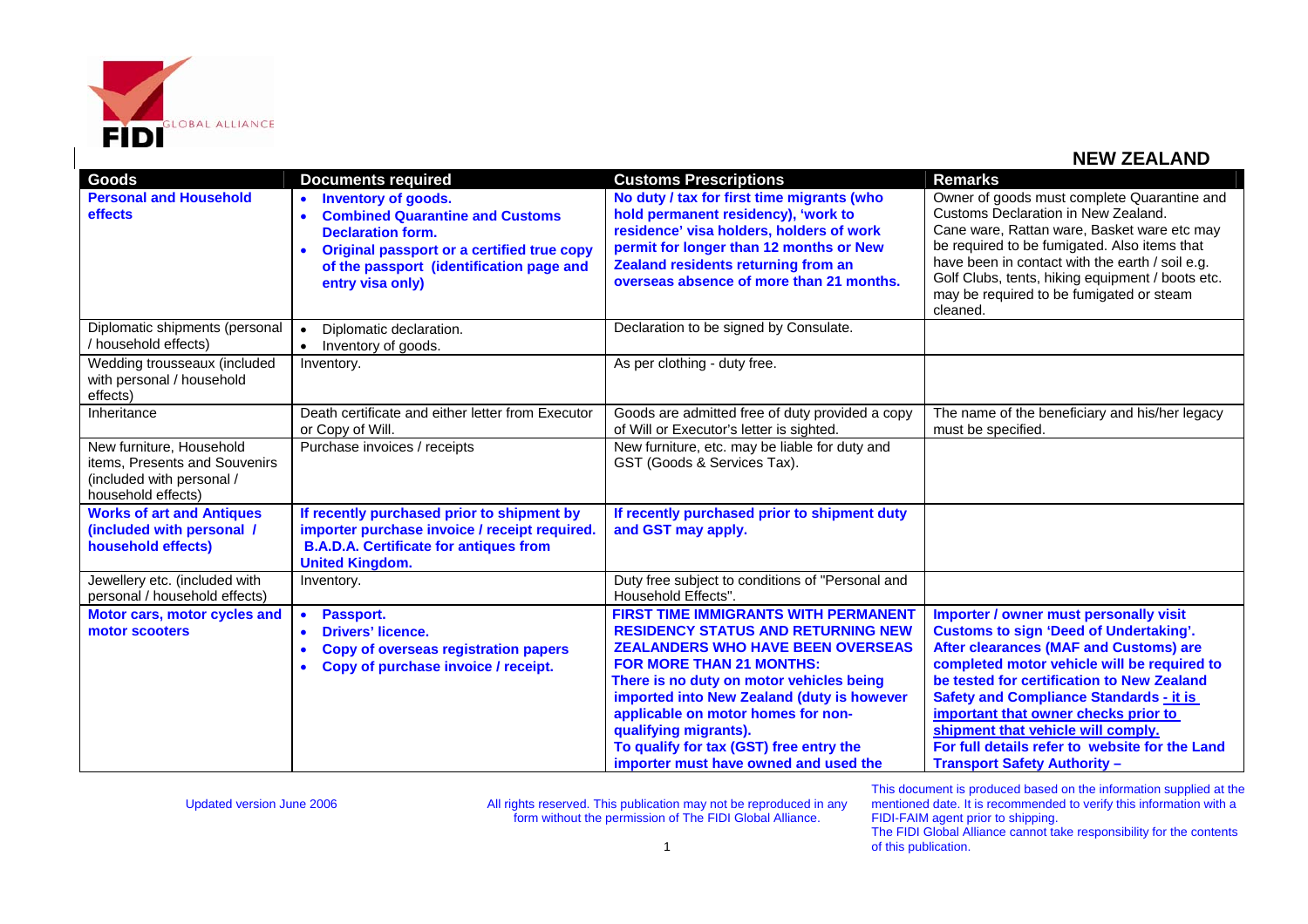## NEW ZEALAND

| Goods | Documents required | Customs Prescriptions | Remarks |
|---|---|---|---|
| **Personal and Household effects** | • **Inventory of goods.**<br>• **Combined Quarantine and Customs Declaration form.**<br>• **Original passport or a certified true copy of the passport (identification page and entry visa only)** | **No duty / tax for first time migrants (who hold permanent residency), 'work to residence' visa holders, holders of work permit for longer than 12 months or New Zealand residents returning from an overseas absence of more than 21 months.** | Owner of goods must complete Quarantine and Customs Declaration in New Zealand. Cane ware, Rattan ware, Basket ware etc may be required to be fumigated. Also items that have been in contact with the earth / soil e.g. Golf Clubs, tents, hiking equipment / boots etc. may be required to be fumigated or steam cleaned. |
| Diplomatic shipments (personal / household effects) | • Diplomatic declaration.<br>• Inventory of goods. | Declaration to be signed by Consulate. | |
| Wedding trousseaux (included with personal / household effects) | Inventory. | As per clothing - duty free. | |
| Inheritance | Death certificate and either letter from Executor or Copy of Will. | Goods are admitted free of duty provided a copy of Will or Executor's letter is sighted. | The name of the beneficiary and his/her legacy must be specified. |
| New furniture, Household items, Presents and Souvenirs (included with personal / household effects) | Purchase invoices / receipts | New furniture, etc. may be liable for duty and GST (Goods & Services Tax). | |
| **Works of art and Antiques (included with personal / household effects)** | **If recently purchased prior to shipment by importer purchase invoice / receipt required. B.A.D.A. Certificate for antiques from United Kingdom.** | **If recently purchased prior to shipment duty and GST may apply.** | |
| Jewellery etc. (included with personal / household effects) | Inventory. | Duty free subject to conditions of "Personal and Household Effects". | |
| **Motor cars, motor cycles and motor scooters** | • **Passport.**<br>• **Drivers' licence.**<br>• **Copy of overseas registration papers**<br>• **Copy of purchase invoice / receipt.** | **FIRST TIME IMMIGRANTS WITH PERMANENT RESIDENCY STATUS AND RETURNING NEW ZEALANDERS WHO HAVE BEEN OVERSEAS FOR MORE THAN 21 MONTHS:**<br>**There is no duty on motor vehicles being imported into New Zealand (duty is however applicable on motor homes for non-qualifying migrants).**<br>**To qualify for tax (GST) free entry the importer must have owned and used the** | **Importer / owner must personally visit Customs to sign 'Deed of Undertaking'. After clearances (MAF and Customs) are completed motor vehicle will be required to be tested for certification to New Zealand Safety and Compliance Standards - it is important that owner checks prior to shipment that vehicle will comply. For full details refer to website for the Land Transport Safety Authority –** |

Updated version June 2006

All rights reserved. This publication may not be reproduced in any form without the permission of The FIDI Global Alliance.

This document is produced based on the information supplied at the mentioned date. It is recommended to verify this information with a FIDI-FAIM agent prior to shipping. The FIDI Global Alliance cannot take responsibility for the contents of this publication.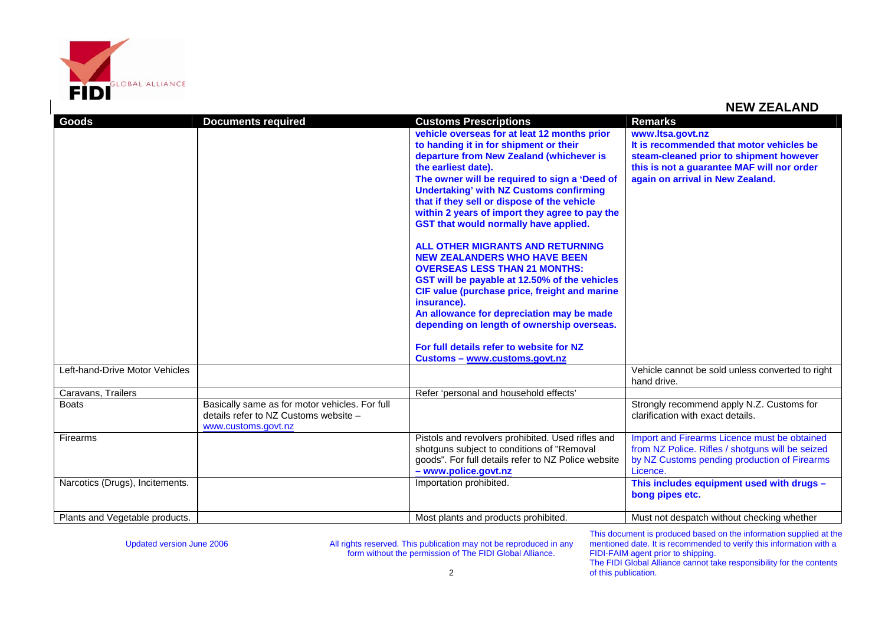## NEW ZEALAND

| Goods | Documents required | Customs Prescriptions | Remarks |
|---|---|---|---|
| | | **vehicle overseas for at leat 12 months prior to handing it in for shipment or their departure from New Zealand (whichever is the earliest date).** **The owner will be required to sign a 'Deed of Undertaking' with NZ Customs confirming that if they sell or dispose of the vehicle within 2 years of import they agree to pay the GST that would normally have applied.** **ALL OTHER MIGRANTS AND RETURNING NEW ZEALANDERS WHO HAVE BEEN OVERSEAS LESS THAN 21 MONTHS:** **GST will be payable at 12.50% of the vehicles CIF value (purchase price, freight and marine insurance).** **An allowance for depreciation may be made depending on length of ownership overseas.** **For full details refer to website for NZ Customs – www.customs.govt.nz** | **www.ltsa.govt.nz** **It is recommended that motor vehicles be steam-cleaned prior to shipment however this is not a guarantee MAF will nor order again on arrival in New Zealand.** |
| Left-hand-Drive Motor Vehicles | | | Vehicle cannot be sold unless converted to right hand drive. |
| Caravans, Trailers | | Refer 'personal and household effects' | |
| Boats | Basically same as for motor vehicles. For full details refer to NZ Customs website – www.customs.govt.nz | | Strongly recommend apply N.Z. Customs for clarification with exact details. |
| Firearms | | Pistols and revolvers prohibited. Used rifles and shotguns subject to conditions of "Removal goods". For full details refer to NZ Police website – **www.police.govt.nz** | Import and Firearms Licence must be obtained from NZ Police. Rifles / shotguns will be seized by NZ Customs pending production of Firearms Licence. |
| Narcotics (Drugs), Incitements. | | Importation prohibited. | **This includes equipment used with drugs – bong pipes etc.** |
| Plants and Vegetable products. | | Most plants and products prohibited. | Must not despatch without checking whether |

Updated version June 2006

All rights reserved. This publication may not be reproduced in any form without the permission of The FIDI Global Alliance.

This document is produced based on the information supplied at the mentioned date. It is recommended to verify this information with a FIDI-FAIM agent prior to shipping.
The FIDI Global Alliance cannot take responsibility for the contents of this publication.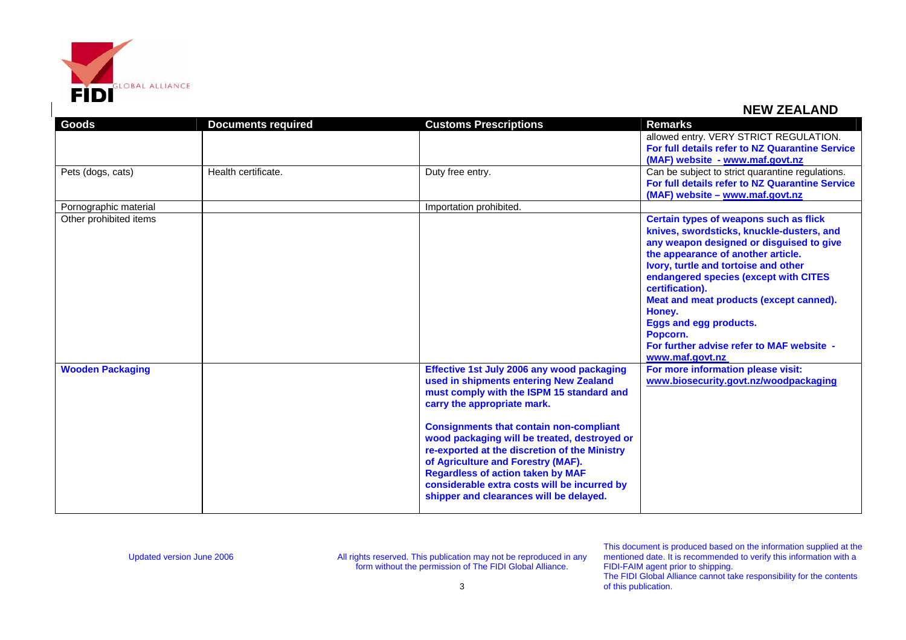## NEW ZEALAND

| Goods | Documents required | Customs Prescriptions | Remarks |
|---|---|---|---|
| | | | allowed entry. VERY STRICT REGULATION. **For full details refer to NZ Quarantine Service (MAF) website - www.maf.govt.nz** |
| Pets (dogs, cats) | Health certificate. | Duty free entry. | Can be subject to strict quarantine regulations. **For full details refer to NZ Quarantine Service (MAF) website – www.maf.govt.nz** |
| Pornographic material | | Importation prohibited. | |
| Other prohibited items | | | **Certain types of weapons such as flick knives, swordsticks, knuckle-dusters, and any weapon designed or disguised to give the appearance of another article. Ivory, turtle and tortoise and other endangered species (except with CITES certification). Meat and meat products (except canned). Honey. Eggs and egg products. Popcorn. For further advise refer to MAF website - www.maf.govt.nz** |
| **Wooden Packaging** | | **Effective 1st July 2006 any wood packaging used in shipments entering New Zealand must comply with the ISPM 15 standard and carry the appropriate mark.** <br><br> **Consignments that contain non-compliant wood packaging will be treated, destroyed or re-exported at the discretion of the Ministry of Agriculture and Forestry (MAF). Regardless of action taken by MAF considerable extra costs will be incurred by shipper and clearances will be delayed.** | **For more information please visit: www.biosecurity.govt.nz/woodpackaging** |

Updated version June 2006

All rights reserved. This publication may not be reproduced in any form without the permission of The FIDI Global Alliance.

This document is produced based on the information supplied at the mentioned date. It is recommended to verify this information with a FIDI-FAIM agent prior to shipping.
The FIDI Global Alliance cannot take responsibility for the contents of this publication.